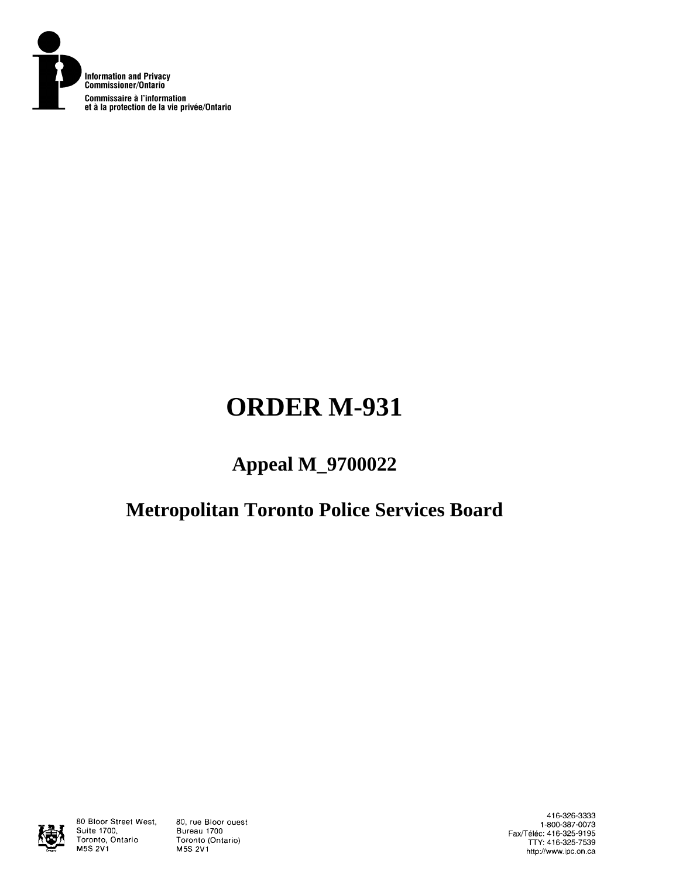Information and Privacy Commissioner/Ontario

Commissaire à l'information et à la protection de la vie privée/Ontario

# ORDER M-931

## Appeal M_9700022

## Metropolitan Toronto Police Services Board

80 Bloor Street West, Suite 1700, Toronto, Ontario M5S 2V1

80, rue Bloor ouest Bureau 1700 Toronto (Ontario) M5S 2V1

416-326-3333
1-800-387-0073
Fax/Téléc: 416-325-9195
TTY: 416-325-7539
http://www.ipc.on.ca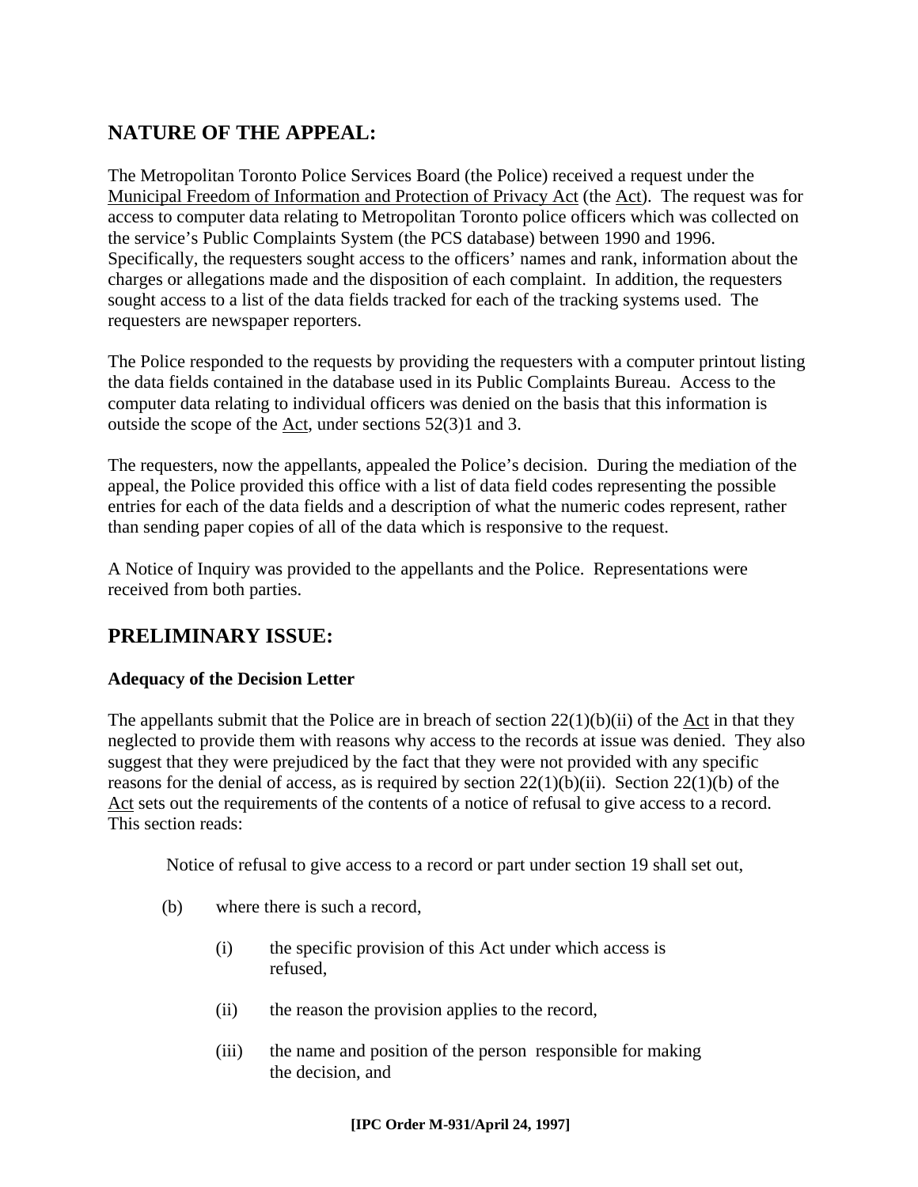## NATURE OF THE APPEAL:

The Metropolitan Toronto Police Services Board (the Police) received a request under the Municipal Freedom of Information and Protection of Privacy Act (the Act). The request was for access to computer data relating to Metropolitan Toronto police officers which was collected on the service's Public Complaints System (the PCS database) between 1990 and 1996. Specifically, the requesters sought access to the officers' names and rank, information about the charges or allegations made and the disposition of each complaint. In addition, the requesters sought access to a list of the data fields tracked for each of the tracking systems used. The requesters are newspaper reporters.

The Police responded to the requests by providing the requesters with a computer printout listing the data fields contained in the database used in its Public Complaints Bureau. Access to the computer data relating to individual officers was denied on the basis that this information is outside the scope of the Act, under sections 52(3)1 and 3.

The requesters, now the appellants, appealed the Police's decision. During the mediation of the appeal, the Police provided this office with a list of data field codes representing the possible entries for each of the data fields and a description of what the numeric codes represent, rather than sending paper copies of all of the data which is responsive to the request.

A Notice of Inquiry was provided to the appellants and the Police. Representations were received from both parties.

## PRELIMINARY ISSUE:

### Adequacy of the Decision Letter

The appellants submit that the Police are in breach of section 22(1)(b)(ii) of the Act in that they neglected to provide them with reasons why access to the records at issue was denied. They also suggest that they were prejudiced by the fact that they were not provided with any specific reasons for the denial of access, as is required by section 22(1)(b)(ii). Section 22(1)(b) of the Act sets out the requirements of the contents of a notice of refusal to give access to a record. This section reads:

> Notice of refusal to give access to a record or part under section 19 shall set out,
>
> (b) where there is such a record,
>
> (i) the specific provision of this Act under which access is refused,
>
> (ii) the reason the provision applies to the record,
>
> (iii) the name and position of the person responsible for making the decision, and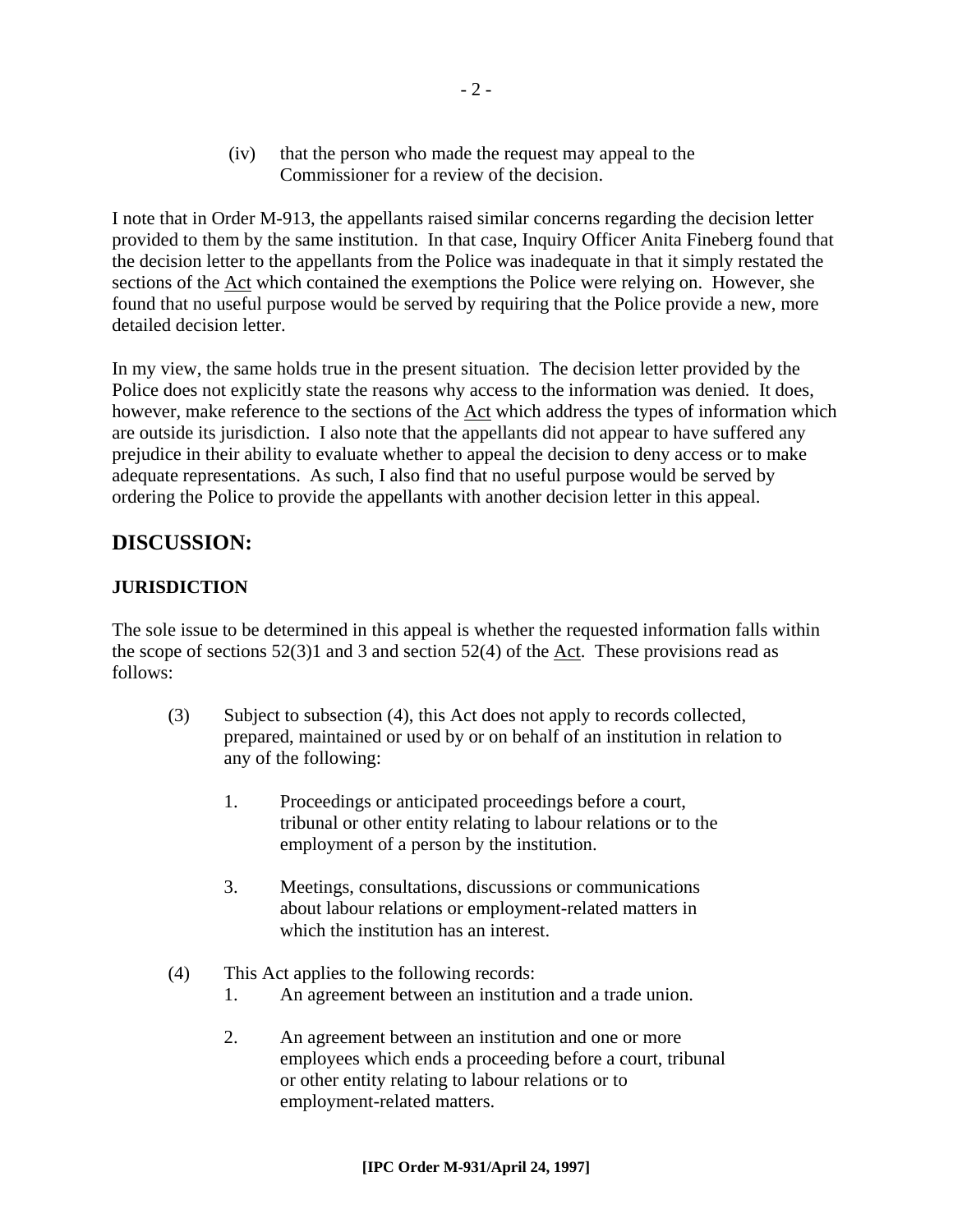(iv) that the person who made the request may appeal to the Commissioner for a review of the decision.

I note that in Order M-913, the appellants raised similar concerns regarding the decision letter provided to them by the same institution. In that case, Inquiry Officer Anita Fineberg found that the decision letter to the appellants from the Police was inadequate in that it simply restated the sections of the Act which contained the exemptions the Police were relying on. However, she found that no useful purpose would be served by requiring that the Police provide a new, more detailed decision letter.

In my view, the same holds true in the present situation. The decision letter provided by the Police does not explicitly state the reasons why access to the information was denied. It does, however, make reference to the sections of the Act which address the types of information which are outside its jurisdiction. I also note that the appellants did not appear to have suffered any prejudice in their ability to evaluate whether to appeal the decision to deny access or to make adequate representations. As such, I also find that no useful purpose would be served by ordering the Police to provide the appellants with another decision letter in this appeal.

## DISCUSSION:

### JURISDICTION

The sole issue to be determined in this appeal is whether the requested information falls within the scope of sections 52(3)1 and 3 and section 52(4) of the Act. These provisions read as follows:

> (3) Subject to subsection (4), this Act does not apply to records collected, prepared, maintained or used by or on behalf of an institution in relation to any of the following:
>
> 1. Proceedings or anticipated proceedings before a court, tribunal or other entity relating to labour relations or to the employment of a person by the institution.
>
> 3. Meetings, consultations, discussions or communications about labour relations or employment-related matters in which the institution has an interest.
>
> (4) This Act applies to the following records:
>
> 1. An agreement between an institution and a trade union.
>
> 2. An agreement between an institution and one or more employees which ends a proceeding before a court, tribunal or other entity relating to labour relations or to employment-related matters.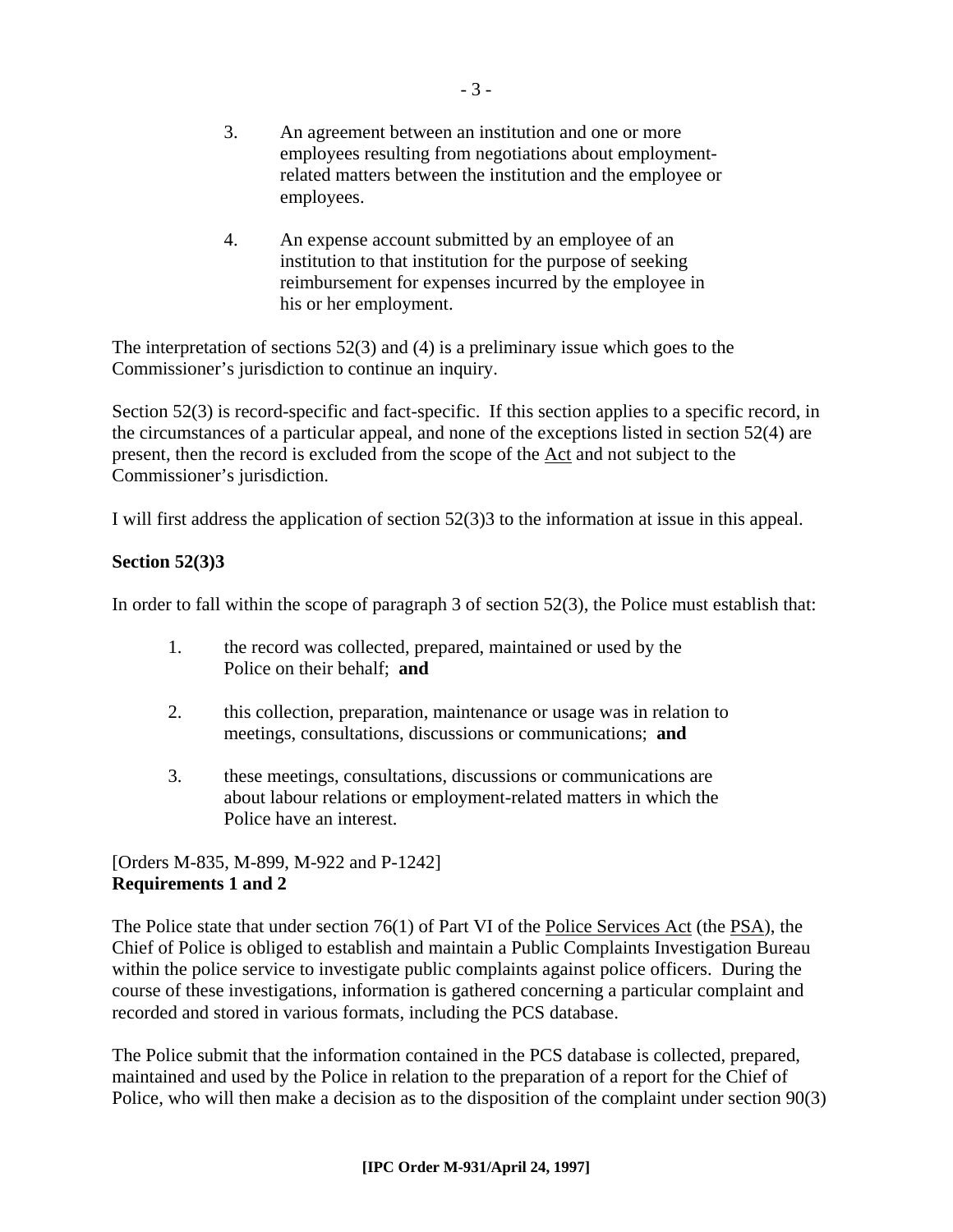3. An agreement between an institution and one or more employees resulting from negotiations about employment-related matters between the institution and the employee or employees.

4. An expense account submitted by an employee of an institution to that institution for the purpose of seeking reimbursement for expenses incurred by the employee in his or her employment.

The interpretation of sections 52(3) and (4) is a preliminary issue which goes to the Commissioner's jurisdiction to continue an inquiry.

Section 52(3) is record-specific and fact-specific. If this section applies to a specific record, in the circumstances of a particular appeal, and none of the exceptions listed in section 52(4) are present, then the record is excluded from the scope of the Act and not subject to the Commissioner's jurisdiction.

I will first address the application of section 52(3)3 to the information at issue in this appeal.

**Section 52(3)3**

In order to fall within the scope of paragraph 3 of section 52(3), the Police must establish that:

1. the record was collected, prepared, maintained or used by the Police on their behalf; **and**

2. this collection, preparation, maintenance or usage was in relation to meetings, consultations, discussions or communications; **and**

3. these meetings, consultations, discussions or communications are about labour relations or employment-related matters in which the Police have an interest.

[Orders M-835, M-899, M-922 and P-1242]

**Requirements 1 and 2**

The Police state that under section 76(1) of Part VI of the Police Services Act (the PSA), the Chief of Police is obliged to establish and maintain a Public Complaints Investigation Bureau within the police service to investigate public complaints against police officers. During the course of these investigations, information is gathered concerning a particular complaint and recorded and stored in various formats, including the PCS database.

The Police submit that the information contained in the PCS database is collected, prepared, maintained and used by the Police in relation to the preparation of a report for the Chief of Police, who will then make a decision as to the disposition of the complaint under section 90(3)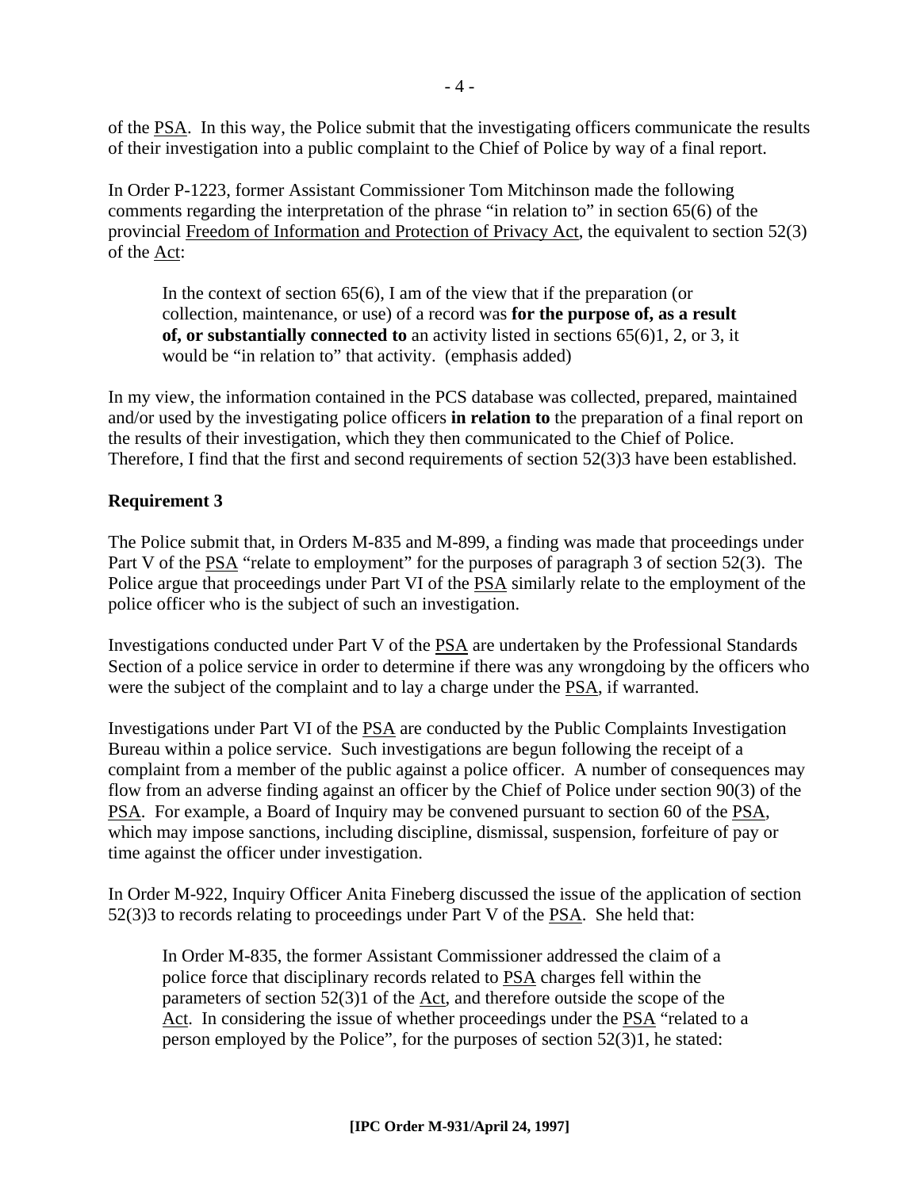of the PSA. In this way, the Police submit that the investigating officers communicate the results of their investigation into a public complaint to the Chief of Police by way of a final report.

In Order P-1223, former Assistant Commissioner Tom Mitchinson made the following comments regarding the interpretation of the phrase "in relation to" in section 65(6) of the provincial Freedom of Information and Protection of Privacy Act, the equivalent to section 52(3) of the Act:

> In the context of section 65(6), I am of the view that if the preparation (or collection, maintenance, or use) of a record was **for the purpose of, as a result of, or substantially connected to** an activity listed in sections 65(6)1, 2, or 3, it would be "in relation to" that activity. (emphasis added)

In my view, the information contained in the PCS database was collected, prepared, maintained and/or used by the investigating police officers **in relation to** the preparation of a final report on the results of their investigation, which they then communicated to the Chief of Police. Therefore, I find that the first and second requirements of section 52(3)3 have been established.

**Requirement 3**

The Police submit that, in Orders M-835 and M-899, a finding was made that proceedings under Part V of the PSA "relate to employment" for the purposes of paragraph 3 of section 52(3). The Police argue that proceedings under Part VI of the PSA similarly relate to the employment of the police officer who is the subject of such an investigation.

Investigations conducted under Part V of the PSA are undertaken by the Professional Standards Section of a police service in order to determine if there was any wrongdoing by the officers who were the subject of the complaint and to lay a charge under the PSA, if warranted.

Investigations under Part VI of the PSA are conducted by the Public Complaints Investigation Bureau within a police service. Such investigations are begun following the receipt of a complaint from a member of the public against a police officer. A number of consequences may flow from an adverse finding against an officer by the Chief of Police under section 90(3) of the PSA. For example, a Board of Inquiry may be convened pursuant to section 60 of the PSA, which may impose sanctions, including discipline, dismissal, suspension, forfeiture of pay or time against the officer under investigation.

In Order M-922, Inquiry Officer Anita Fineberg discussed the issue of the application of section 52(3)3 to records relating to proceedings under Part V of the PSA. She held that:

> In Order M-835, the former Assistant Commissioner addressed the claim of a police force that disciplinary records related to PSA charges fell within the parameters of section 52(3)1 of the Act, and therefore outside the scope of the Act. In considering the issue of whether proceedings under the PSA "related to a person employed by the Police", for the purposes of section 52(3)1, he stated: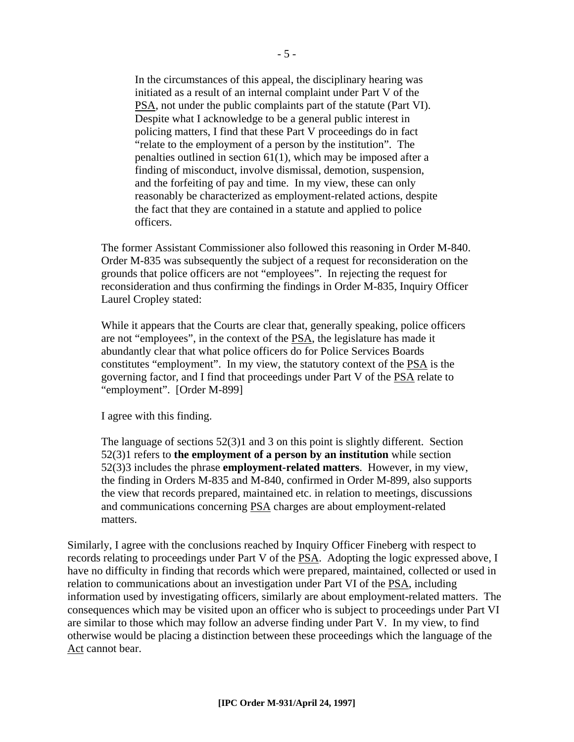> In the circumstances of this appeal, the disciplinary hearing was initiated as a result of an internal complaint under Part V of the PSA, not under the public complaints part of the statute (Part VI). Despite what I acknowledge to be a general public interest in policing matters, I find that these Part V proceedings do in fact "relate to the employment of a person by the institution". The penalties outlined in section 61(1), which may be imposed after a finding of misconduct, involve dismissal, demotion, suspension, and the forfeiting of pay and time. In my view, these can only reasonably be characterized as employment-related actions, despite the fact that they are contained in a statute and applied to police officers.

The former Assistant Commissioner also followed this reasoning in Order M-840. Order M-835 was subsequently the subject of a request for reconsideration on the grounds that police officers are not "employees". In rejecting the request for reconsideration and thus confirming the findings in Order M-835, Inquiry Officer Laurel Cropley stated:

While it appears that the Courts are clear that, generally speaking, police officers are not "employees", in the context of the PSA, the legislature has made it abundantly clear that what police officers do for Police Services Boards constitutes "employment". In my view, the statutory context of the PSA is the governing factor, and I find that proceedings under Part V of the PSA relate to "employment". [Order M-899]

I agree with this finding.

The language of sections 52(3)1 and 3 on this point is slightly different. Section 52(3)1 refers to **the employment of a person by an institution** while section 52(3)3 includes the phrase **employment-related matters**. However, in my view, the finding in Orders M-835 and M-840, confirmed in Order M-899, also supports the view that records prepared, maintained etc. in relation to meetings, discussions and communications concerning PSA charges are about employment-related matters.

Similarly, I agree with the conclusions reached by Inquiry Officer Fineberg with respect to records relating to proceedings under Part V of the PSA. Adopting the logic expressed above, I have no difficulty in finding that records which were prepared, maintained, collected or used in relation to communications about an investigation under Part VI of the PSA, including information used by investigating officers, similarly are about employment-related matters. The consequences which may be visited upon an officer who is subject to proceedings under Part VI are similar to those which may follow an adverse finding under Part V. In my view, to find otherwise would be placing a distinction between these proceedings which the language of the Act cannot bear.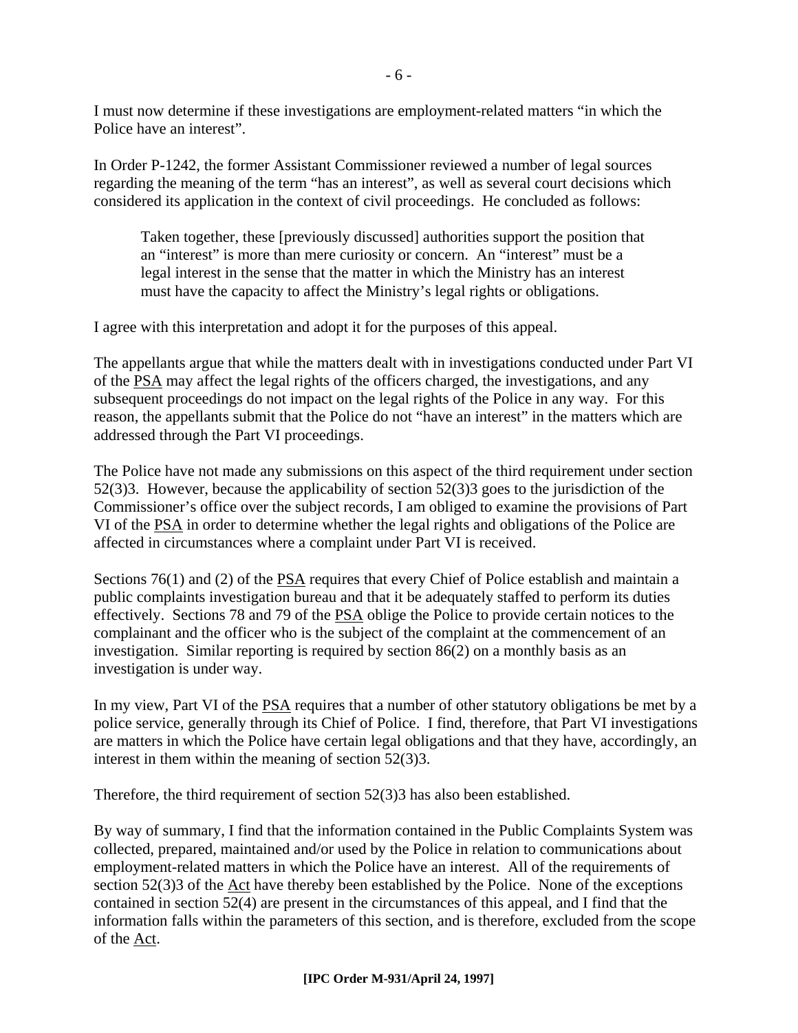I must now determine if these investigations are employment-related matters "in which the Police have an interest".

In Order P-1242, the former Assistant Commissioner reviewed a number of legal sources regarding the meaning of the term "has an interest", as well as several court decisions which considered its application in the context of civil proceedings. He concluded as follows:

> Taken together, these [previously discussed] authorities support the position that an "interest" is more than mere curiosity or concern. An "interest" must be a legal interest in the sense that the matter in which the Ministry has an interest must have the capacity to affect the Ministry's legal rights or obligations.

I agree with this interpretation and adopt it for the purposes of this appeal.

The appellants argue that while the matters dealt with in investigations conducted under Part VI of the PSA may affect the legal rights of the officers charged, the investigations, and any subsequent proceedings do not impact on the legal rights of the Police in any way. For this reason, the appellants submit that the Police do not "have an interest" in the matters which are addressed through the Part VI proceedings.

The Police have not made any submissions on this aspect of the third requirement under section 52(3)3. However, because the applicability of section 52(3)3 goes to the jurisdiction of the Commissioner's office over the subject records, I am obliged to examine the provisions of Part VI of the PSA in order to determine whether the legal rights and obligations of the Police are affected in circumstances where a complaint under Part VI is received.

Sections 76(1) and (2) of the PSA requires that every Chief of Police establish and maintain a public complaints investigation bureau and that it be adequately staffed to perform its duties effectively. Sections 78 and 79 of the PSA oblige the Police to provide certain notices to the complainant and the officer who is the subject of the complaint at the commencement of an investigation. Similar reporting is required by section 86(2) on a monthly basis as an investigation is under way.

In my view, Part VI of the PSA requires that a number of other statutory obligations be met by a police service, generally through its Chief of Police. I find, therefore, that Part VI investigations are matters in which the Police have certain legal obligations and that they have, accordingly, an interest in them within the meaning of section 52(3)3.

Therefore, the third requirement of section 52(3)3 has also been established.

By way of summary, I find that the information contained in the Public Complaints System was collected, prepared, maintained and/or used by the Police in relation to communications about employment-related matters in which the Police have an interest. All of the requirements of section 52(3)3 of the Act have thereby been established by the Police. None of the exceptions contained in section 52(4) are present in the circumstances of this appeal, and I find that the information falls within the parameters of this section, and is therefore, excluded from the scope of the Act.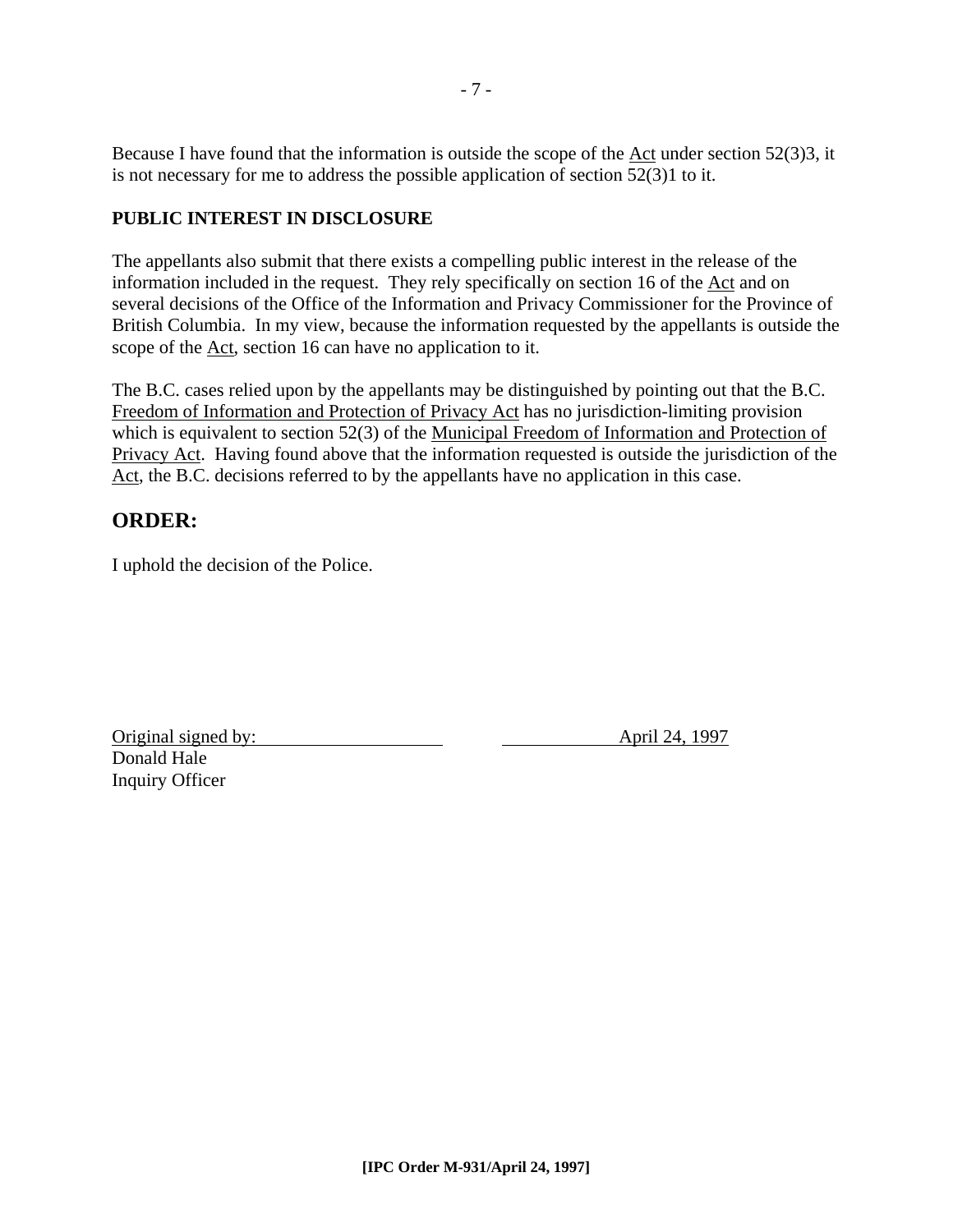Because I have found that the information is outside the scope of the Act under section 52(3)3, it is not necessary for me to address the possible application of section 52(3)1 to it.

**PUBLIC INTEREST IN DISCLOSURE**

The appellants also submit that there exists a compelling public interest in the release of the information included in the request. They rely specifically on section 16 of the Act and on several decisions of the Office of the Information and Privacy Commissioner for the Province of British Columbia. In my view, because the information requested by the appellants is outside the scope of the Act, section 16 can have no application to it.

The B.C. cases relied upon by the appellants may be distinguished by pointing out that the B.C. Freedom of Information and Protection of Privacy Act has no jurisdiction-limiting provision which is equivalent to section 52(3) of the Municipal Freedom of Information and Protection of Privacy Act. Having found above that the information requested is outside the jurisdiction of the Act, the B.C. decisions referred to by the appellants have no application in this case.

## ORDER:

I uphold the decision of the Police.

Original signed by: April 24, 1997

Donald Hale
Inquiry Officer